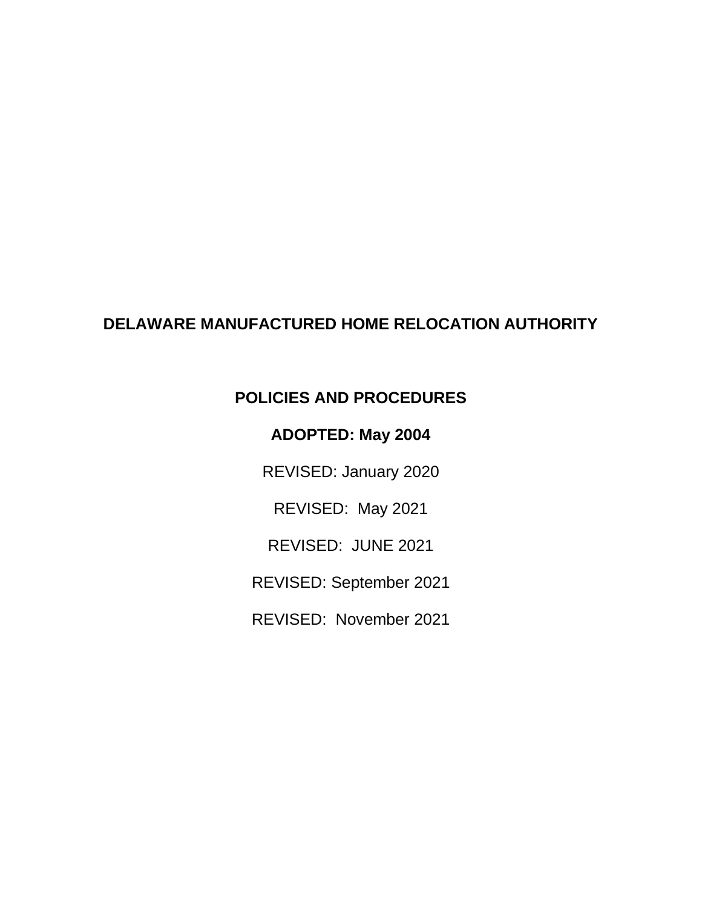# DELAWARE MANUFACTURED HOME RELOCATION AUTHORITY

## POLICIES AND PROCEDURES

**ADOPTED: May 2004**

REVISED: January 2020

REVISED: May 2021

REVISED: JUNE 2021

REVISED: September 2021

REVISED: November 2021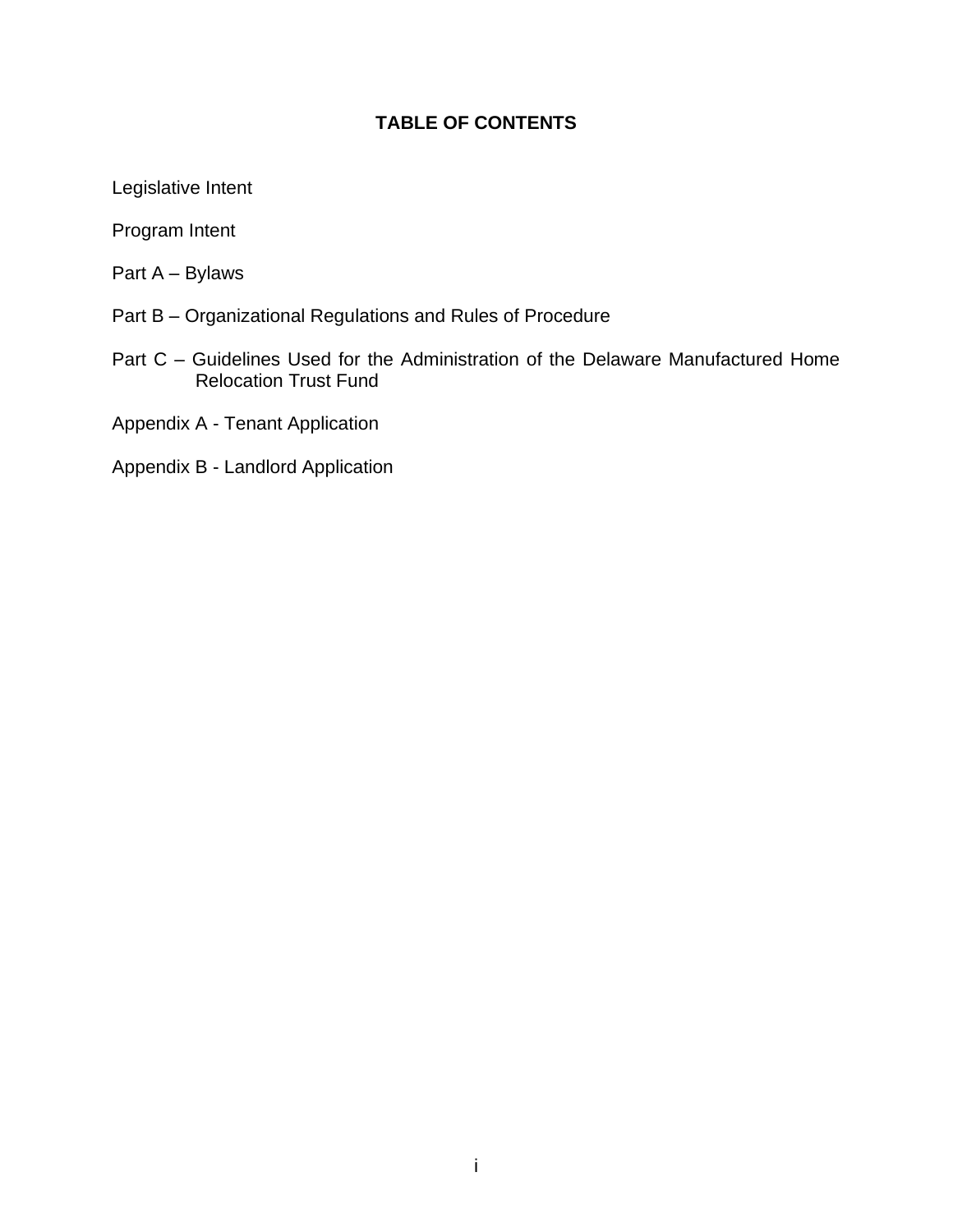# TABLE OF CONTENTS

Legislative Intent

Program Intent

Part A – Bylaws

Part B – Organizational Regulations and Rules of Procedure

Part C – Guidelines Used for the Administration of the Delaware Manufactured Home Relocation Trust Fund

Appendix A - Tenant Application

Appendix B - Landlord Application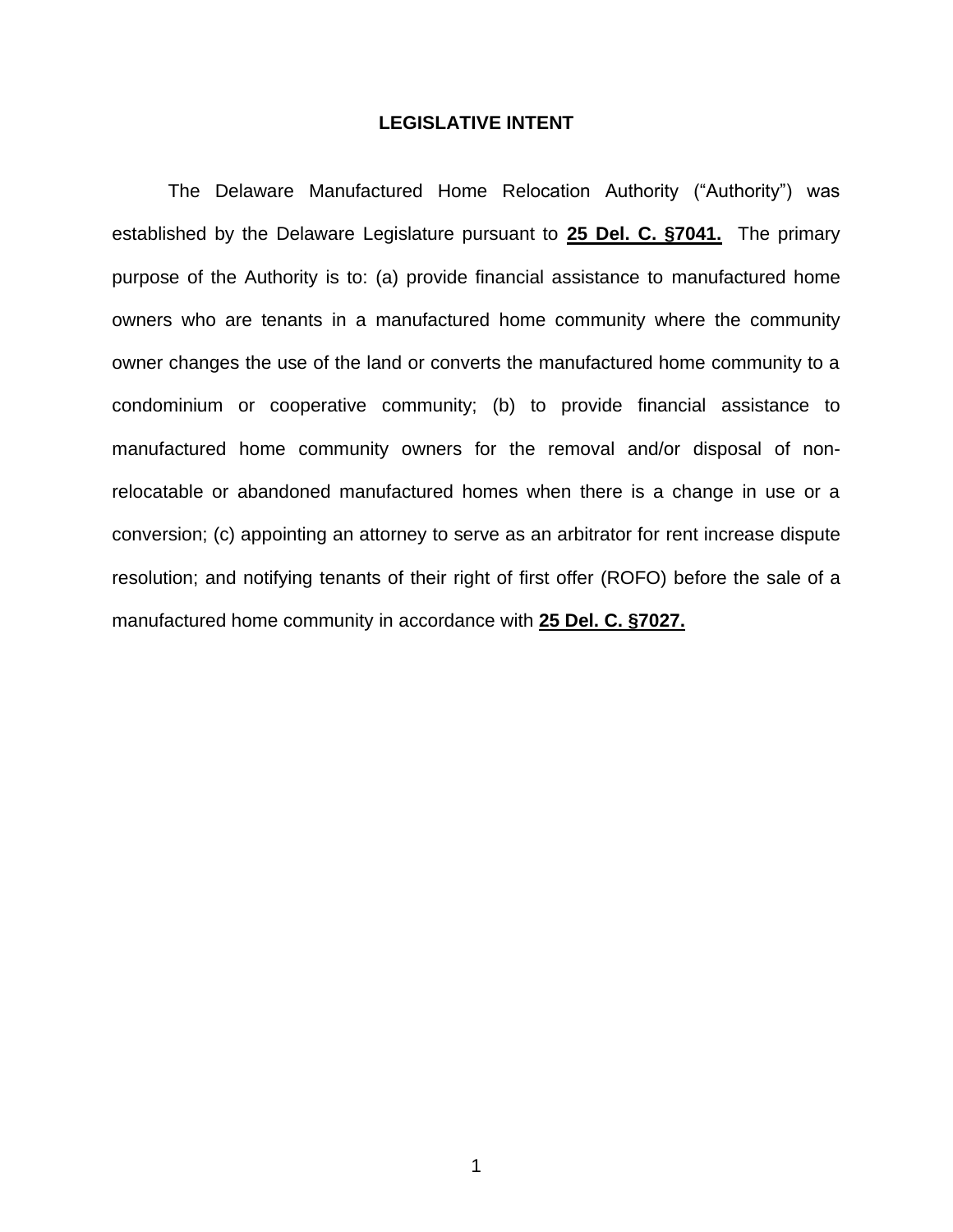## LEGISLATIVE INTENT

The Delaware Manufactured Home Relocation Authority ("Authority") was established by the Delaware Legislature pursuant to **25 Del. C. §7041.** The primary purpose of the Authority is to: (a) provide financial assistance to manufactured home owners who are tenants in a manufactured home community where the community owner changes the use of the land or converts the manufactured home community to a condominium or cooperative community; (b) to provide financial assistance to manufactured home community owners for the removal and/or disposal of non-relocatable or abandoned manufactured homes when there is a change in use or a conversion; (c) appointing an attorney to serve as an arbitrator for rent increase dispute resolution; and notifying tenants of their right of first offer (ROFO) before the sale of a manufactured home community in accordance with **25 Del. C. §7027.**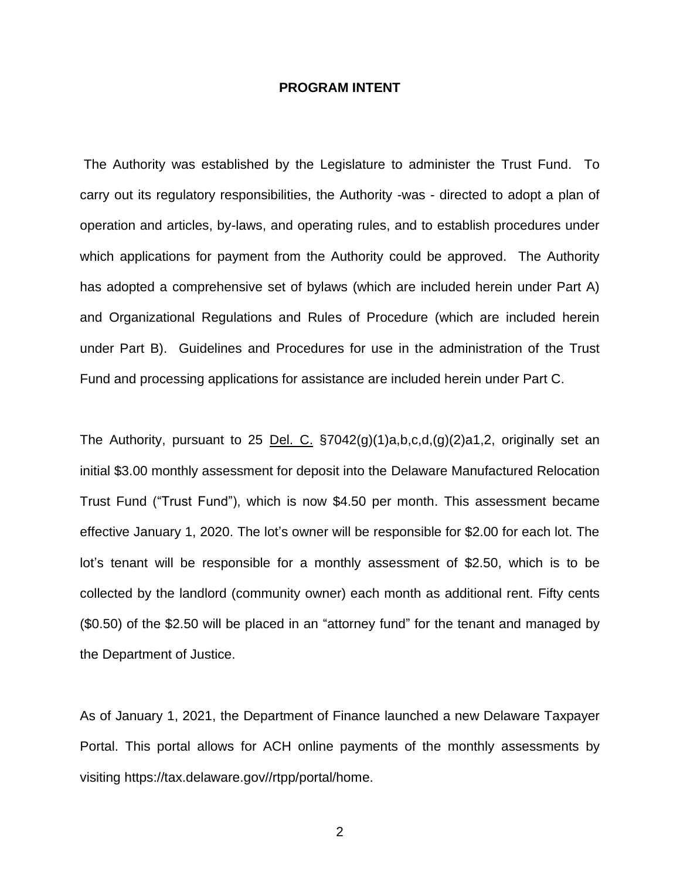# PROGRAM INTENT

The Authority was established by the Legislature to administer the Trust Fund. To carry out its regulatory responsibilities, the Authority -was - directed to adopt a plan of operation and articles, by-laws, and operating rules, and to establish procedures under which applications for payment from the Authority could be approved. The Authority has adopted a comprehensive set of bylaws (which are included herein under Part A) and Organizational Regulations and Rules of Procedure (which are included herein under Part B). Guidelines and Procedures for use in the administration of the Trust Fund and processing applications for assistance are included herein under Part C.

The Authority, pursuant to 25 <u>Del. C.</u> §7042(g)(1)a,b,c,d,(g)(2)a1,2, originally set an initial $3.00 monthly assessment for deposit into the Delaware Manufactured Relocation Trust Fund ("Trust Fund"), which is now $4.50 per month. This assessment became effective January 1, 2020. The lot's owner will be responsible for $2.00 for each lot. The lot's tenant will be responsible for a monthly assessment of $2.50, which is to be collected by the landlord (community owner) each month as additional rent. Fifty cents ($0.50) of the $2.50 will be placed in an "attorney fund" for the tenant and managed by the Department of Justice.

As of January 1, 2021, the Department of Finance launched a new Delaware Taxpayer Portal. This portal allows for ACH online payments of the monthly assessments by visiting https://tax.delaware.gov//rtpp/portal/home.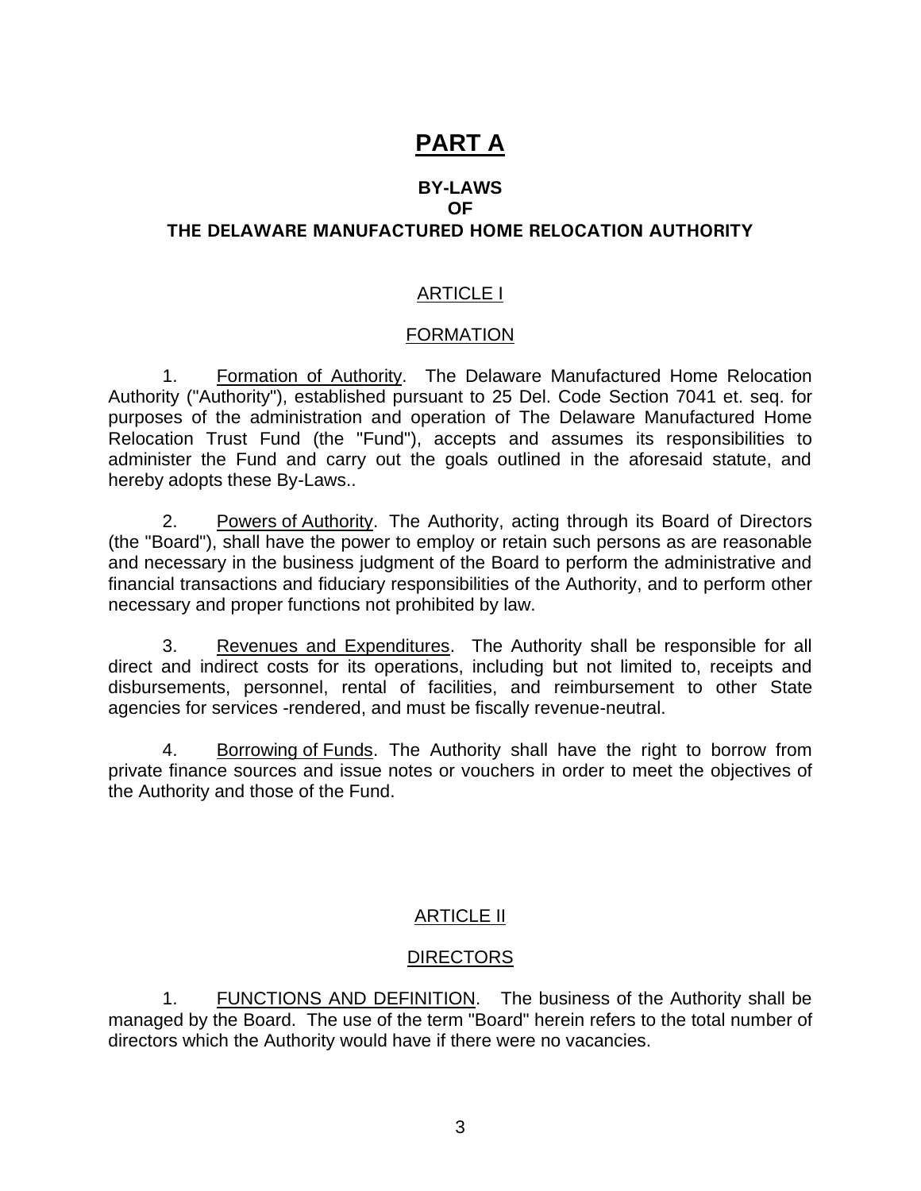# PART A

## BY-LAWS
## OF
## THE DELAWARE MANUFACTURED HOME RELOCATION AUTHORITY

### ARTICLE I

### FORMATION

1. Formation of Authority. The Delaware Manufactured Home Relocation Authority ("Authority"), established pursuant to 25 Del. Code Section 7041 et. seq. for purposes of the administration and operation of The Delaware Manufactured Home Relocation Trust Fund (the "Fund"), accepts and assumes its responsibilities to administer the Fund and carry out the goals outlined in the aforesaid statute, and hereby adopts these By-Laws..

2. Powers of Authority. The Authority, acting through its Board of Directors (the "Board"), shall have the power to employ or retain such persons as are reasonable and necessary in the business judgment of the Board to perform the administrative and financial transactions and fiduciary responsibilities of the Authority, and to perform other necessary and proper functions not prohibited by law.

3. Revenues and Expenditures. The Authority shall be responsible for all direct and indirect costs for its operations, including but not limited to, receipts and disbursements, personnel, rental of facilities, and reimbursement to other State agencies for services -rendered, and must be fiscally revenue-neutral.

4. Borrowing of Funds. The Authority shall have the right to borrow from private finance sources and issue notes or vouchers in order to meet the objectives of the Authority and those of the Fund.

### ARTICLE II

### DIRECTORS

1. FUNCTIONS AND DEFINITION. The business of the Authority shall be managed by the Board. The use of the term "Board" herein refers to the total number of directors which the Authority would have if there were no vacancies.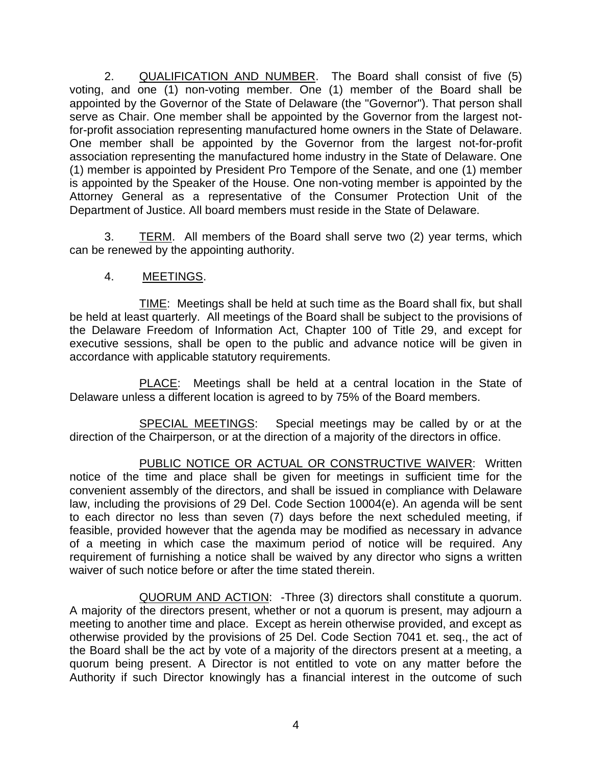2. QUALIFICATION AND NUMBER. The Board shall consist of five (5) voting, and one (1) non-voting member. One (1) member of the Board shall be appointed by the Governor of the State of Delaware (the "Governor"). That person shall serve as Chair. One member shall be appointed by the Governor from the largest not-for-profit association representing manufactured home owners in the State of Delaware. One member shall be appointed by the Governor from the largest not-for-profit association representing the manufactured home industry in the State of Delaware. One (1) member is appointed by President Pro Tempore of the Senate, and one (1) member is appointed by the Speaker of the House. One non-voting member is appointed by the Attorney General as a representative of the Consumer Protection Unit of the Department of Justice. All board members must reside in the State of Delaware.

3. TERM. All members of the Board shall serve two (2) year terms, which can be renewed by the appointing authority.

4. MEETINGS.

TIME: Meetings shall be held at such time as the Board shall fix, but shall be held at least quarterly. All meetings of the Board shall be subject to the provisions of the Delaware Freedom of Information Act, Chapter 100 of Title 29, and except for executive sessions, shall be open to the public and advance notice will be given in accordance with applicable statutory requirements.

PLACE: Meetings shall be held at a central location in the State of Delaware unless a different location is agreed to by 75% of the Board members.

SPECIAL MEETINGS: Special meetings may be called by or at the direction of the Chairperson, or at the direction of a majority of the directors in office.

PUBLIC NOTICE OR ACTUAL OR CONSTRUCTIVE WAIVER: Written notice of the time and place shall be given for meetings in sufficient time for the convenient assembly of the directors, and shall be issued in compliance with Delaware law, including the provisions of 29 Del. Code Section 10004(e). An agenda will be sent to each director no less than seven (7) days before the next scheduled meeting, if feasible, provided however that the agenda may be modified as necessary in advance of a meeting in which case the maximum period of notice will be required. Any requirement of furnishing a notice shall be waived by any director who signs a written waiver of such notice before or after the time stated therein.

QUORUM AND ACTION: -Three (3) directors shall constitute a quorum. A majority of the directors present, whether or not a quorum is present, may adjourn a meeting to another time and place. Except as herein otherwise provided, and except as otherwise provided by the provisions of 25 Del. Code Section 7041 et. seq., the act of the Board shall be the act by vote of a majority of the directors present at a meeting, a quorum being present. A Director is not entitled to vote on any matter before the Authority if such Director knowingly has a financial interest in the outcome of such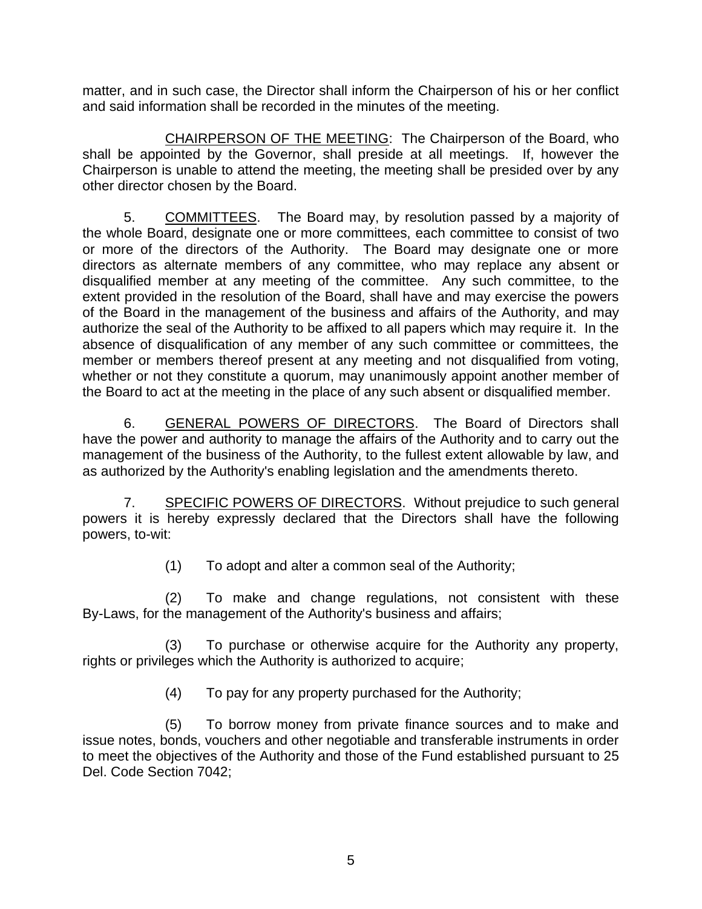matter, and in such case, the Director shall inform the Chairperson of his or her conflict and said information shall be recorded in the minutes of the meeting.

<u>CHAIRPERSON OF THE MEETING</u>: The Chairperson of the Board, who shall be appointed by the Governor, shall preside at all meetings. If, however the Chairperson is unable to attend the meeting, the meeting shall be presided over by any other director chosen by the Board.

5. <u>COMMITTEES</u>. The Board may, by resolution passed by a majority of the whole Board, designate one or more committees, each committee to consist of two or more of the directors of the Authority. The Board may designate one or more directors as alternate members of any committee, who may replace any absent or disqualified member at any meeting of the committee. Any such committee, to the extent provided in the resolution of the Board, shall have and may exercise the powers of the Board in the management of the business and affairs of the Authority, and may authorize the seal of the Authority to be affixed to all papers which may require it. In the absence of disqualification of any member of any such committee or committees, the member or members thereof present at any meeting and not disqualified from voting, whether or not they constitute a quorum, may unanimously appoint another member of the Board to act at the meeting in the place of any such absent or disqualified member.

6. <u>GENERAL POWERS OF DIRECTORS</u>. The Board of Directors shall have the power and authority to manage the affairs of the Authority and to carry out the management of the business of the Authority, to the fullest extent allowable by law, and as authorized by the Authority's enabling legislation and the amendments thereto.

7. <u>SPECIFIC POWERS OF DIRECTORS</u>. Without prejudice to such general powers it is hereby expressly declared that the Directors shall have the following powers, to-wit:

(1) To adopt and alter a common seal of the Authority;

(2) To make and change regulations, not consistent with these By-Laws, for the management of the Authority's business and affairs;

(3) To purchase or otherwise acquire for the Authority any property, rights or privileges which the Authority is authorized to acquire;

(4) To pay for any property purchased for the Authority;

(5) To borrow money from private finance sources and to make and issue notes, bonds, vouchers and other negotiable and transferable instruments in order to meet the objectives of the Authority and those of the Fund established pursuant to 25 Del. Code Section 7042;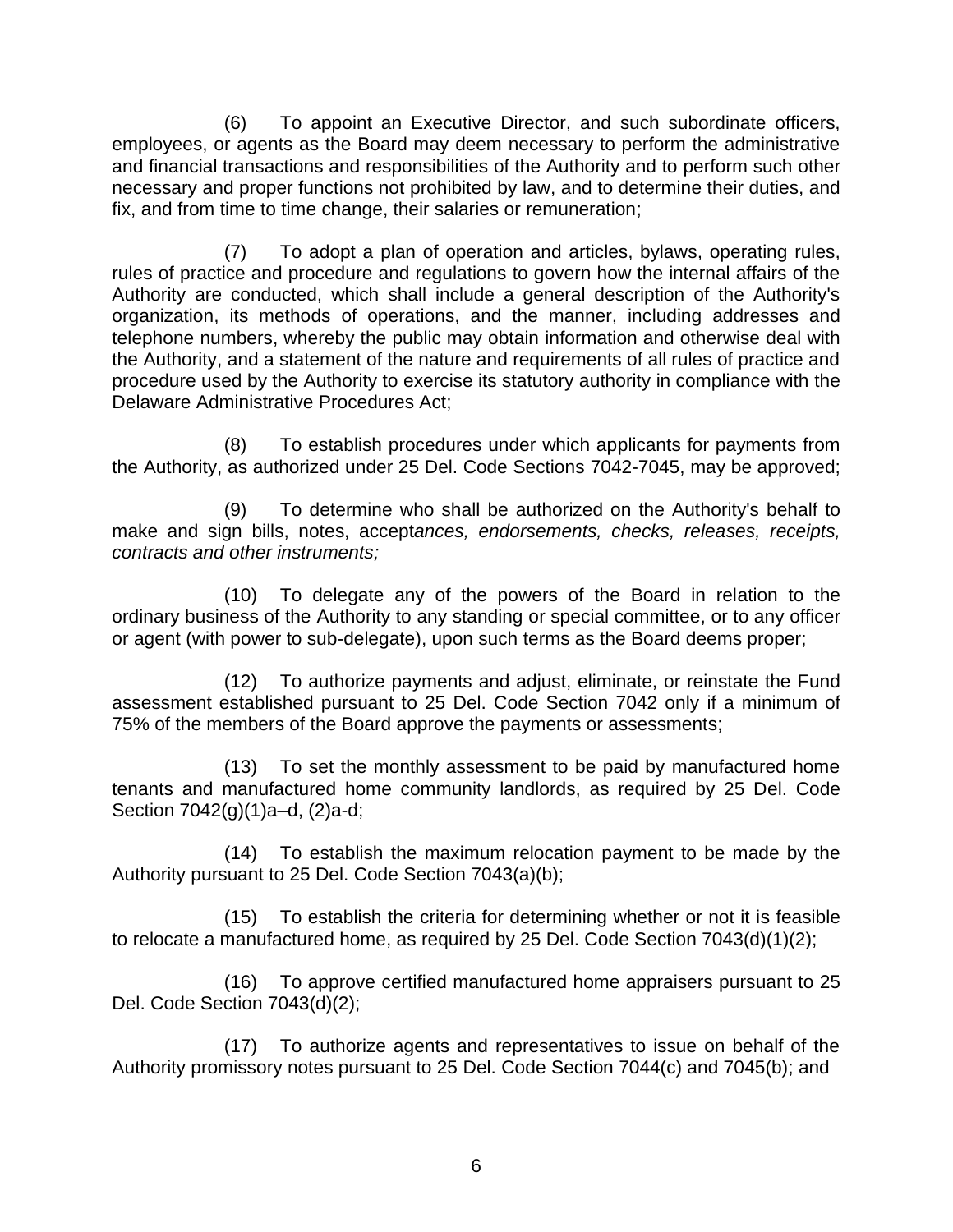(6) To appoint an Executive Director, and such subordinate officers, employees, or agents as the Board may deem necessary to perform the administrative and financial transactions and responsibilities of the Authority and to perform such other necessary and proper functions not prohibited by law, and to determine their duties, and fix, and from time to time change, their salaries or remuneration;

(7) To adopt a plan of operation and articles, bylaws, operating rules, rules of practice and procedure and regulations to govern how the internal affairs of the Authority are conducted, which shall include a general description of the Authority's organization, its methods of operations, and the manner, including addresses and telephone numbers, whereby the public may obtain information and otherwise deal with the Authority, and a statement of the nature and requirements of all rules of practice and procedure used by the Authority to exercise its statutory authority in compliance with the Delaware Administrative Procedures Act;

(8) To establish procedures under which applicants for payments from the Authority, as authorized under 25 Del. Code Sections 7042-7045, may be approved;

(9) To determine who shall be authorized on the Authority's behalf to make and sign bills, notes, accept*ances, endorsements, checks, releases, receipts, contracts and other instruments;*

(10) To delegate any of the powers of the Board in relation to the ordinary business of the Authority to any standing or special committee, or to any officer or agent (with power to sub-delegate), upon such terms as the Board deems proper;

(12) To authorize payments and adjust, eliminate, or reinstate the Fund assessment established pursuant to 25 Del. Code Section 7042 only if a minimum of 75% of the members of the Board approve the payments or assessments;

(13) To set the monthly assessment to be paid by manufactured home tenants and manufactured home community landlords, as required by 25 Del. Code Section 7042(g)(1)a–d, (2)a-d;

(14) To establish the maximum relocation payment to be made by the Authority pursuant to 25 Del. Code Section 7043(a)(b);

(15) To establish the criteria for determining whether or not it is feasible to relocate a manufactured home, as required by 25 Del. Code Section 7043(d)(1)(2);

(16) To approve certified manufactured home appraisers pursuant to 25 Del. Code Section 7043(d)(2);

(17) To authorize agents and representatives to issue on behalf of the Authority promissory notes pursuant to 25 Del. Code Section 7044(c) and 7045(b); and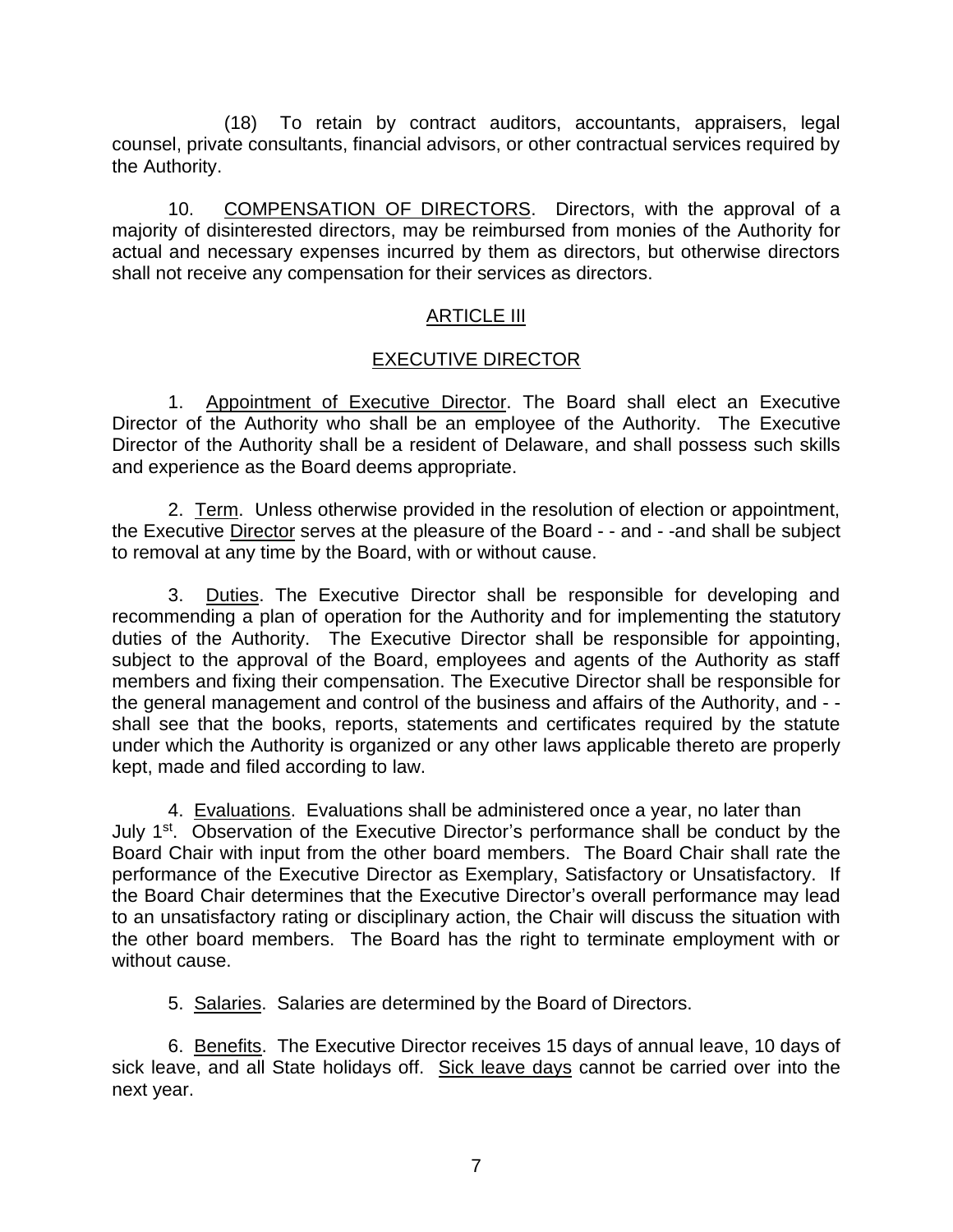(18) To retain by contract auditors, accountants, appraisers, legal counsel, private consultants, financial advisors, or other contractual services required by the Authority.

10. COMPENSATION OF DIRECTORS. Directors, with the approval of a majority of disinterested directors, may be reimbursed from monies of the Authority for actual and necessary expenses incurred by them as directors, but otherwise directors shall not receive any compensation for their services as directors.

## ARTICLE III

## EXECUTIVE DIRECTOR

1. Appointment of Executive Director. The Board shall elect an Executive Director of the Authority who shall be an employee of the Authority. The Executive Director of the Authority shall be a resident of Delaware, and shall possess such skills and experience as the Board deems appropriate.

2. Term. Unless otherwise provided in the resolution of election or appointment, the Executive Director serves at the pleasure of the Board - - and - -and shall be subject to removal at any time by the Board, with or without cause.

3. Duties. The Executive Director shall be responsible for developing and recommending a plan of operation for the Authority and for implementing the statutory duties of the Authority. The Executive Director shall be responsible for appointing, subject to the approval of the Board, employees and agents of the Authority as staff members and fixing their compensation. The Executive Director shall be responsible for the general management and control of the business and affairs of the Authority, and - - shall see that the books, reports, statements and certificates required by the statute under which the Authority is organized or any other laws applicable thereto are properly kept, made and filed according to law.

4. Evaluations. Evaluations shall be administered once a year, no later than July 1st. Observation of the Executive Director's performance shall be conduct by the Board Chair with input from the other board members. The Board Chair shall rate the performance of the Executive Director as Exemplary, Satisfactory or Unsatisfactory. If the Board Chair determines that the Executive Director's overall performance may lead to an unsatisfactory rating or disciplinary action, the Chair will discuss the situation with the other board members. The Board has the right to terminate employment with or without cause.

5. Salaries. Salaries are determined by the Board of Directors.

6. Benefits. The Executive Director receives 15 days of annual leave, 10 days of sick leave, and all State holidays off. Sick leave days cannot be carried over into the next year.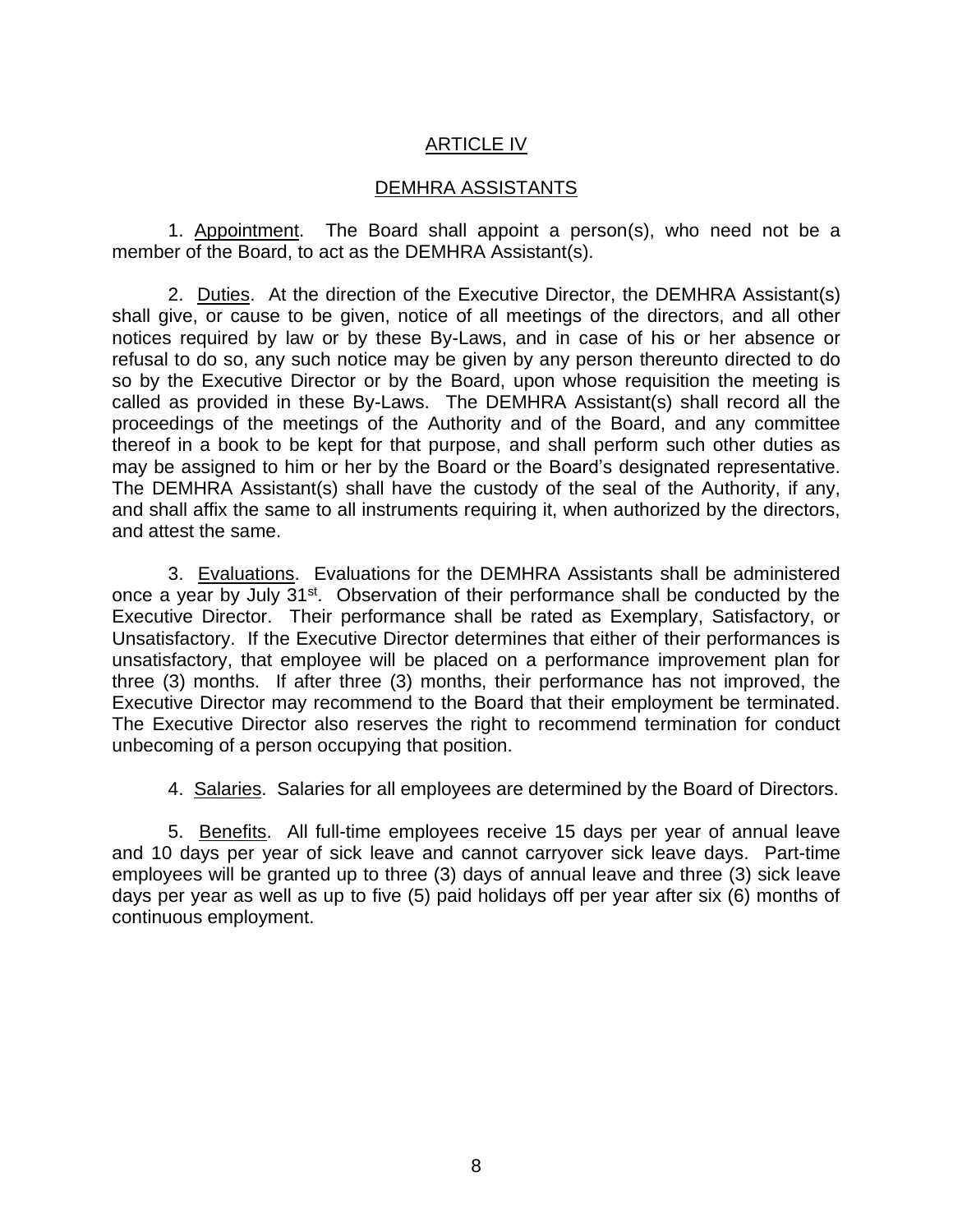## ARTICLE IV

## DEMHRA ASSISTANTS

1. Appointment. The Board shall appoint a person(s), who need not be a member of the Board, to act as the DEMHRA Assistant(s).

2. Duties. At the direction of the Executive Director, the DEMHRA Assistant(s) shall give, or cause to be given, notice of all meetings of the directors, and all other notices required by law or by these By-Laws, and in case of his or her absence or refusal to do so, any such notice may be given by any person thereunto directed to do so by the Executive Director or by the Board, upon whose requisition the meeting is called as provided in these By-Laws. The DEMHRA Assistant(s) shall record all the proceedings of the meetings of the Authority and of the Board, and any committee thereof in a book to be kept for that purpose, and shall perform such other duties as may be assigned to him or her by the Board or the Board's designated representative. The DEMHRA Assistant(s) shall have the custody of the seal of the Authority, if any, and shall affix the same to all instruments requiring it, when authorized by the directors, and attest the same.

3. Evaluations. Evaluations for the DEMHRA Assistants shall be administered once a year by July 31st. Observation of their performance shall be conducted by the Executive Director. Their performance shall be rated as Exemplary, Satisfactory, or Unsatisfactory. If the Executive Director determines that either of their performances is unsatisfactory, that employee will be placed on a performance improvement plan for three (3) months. If after three (3) months, their performance has not improved, the Executive Director may recommend to the Board that their employment be terminated. The Executive Director also reserves the right to recommend termination for conduct unbecoming of a person occupying that position.

4. Salaries. Salaries for all employees are determined by the Board of Directors.

5. Benefits. All full-time employees receive 15 days per year of annual leave and 10 days per year of sick leave and cannot carryover sick leave days. Part-time employees will be granted up to three (3) days of annual leave and three (3) sick leave days per year as well as up to five (5) paid holidays off per year after six (6) months of continuous employment.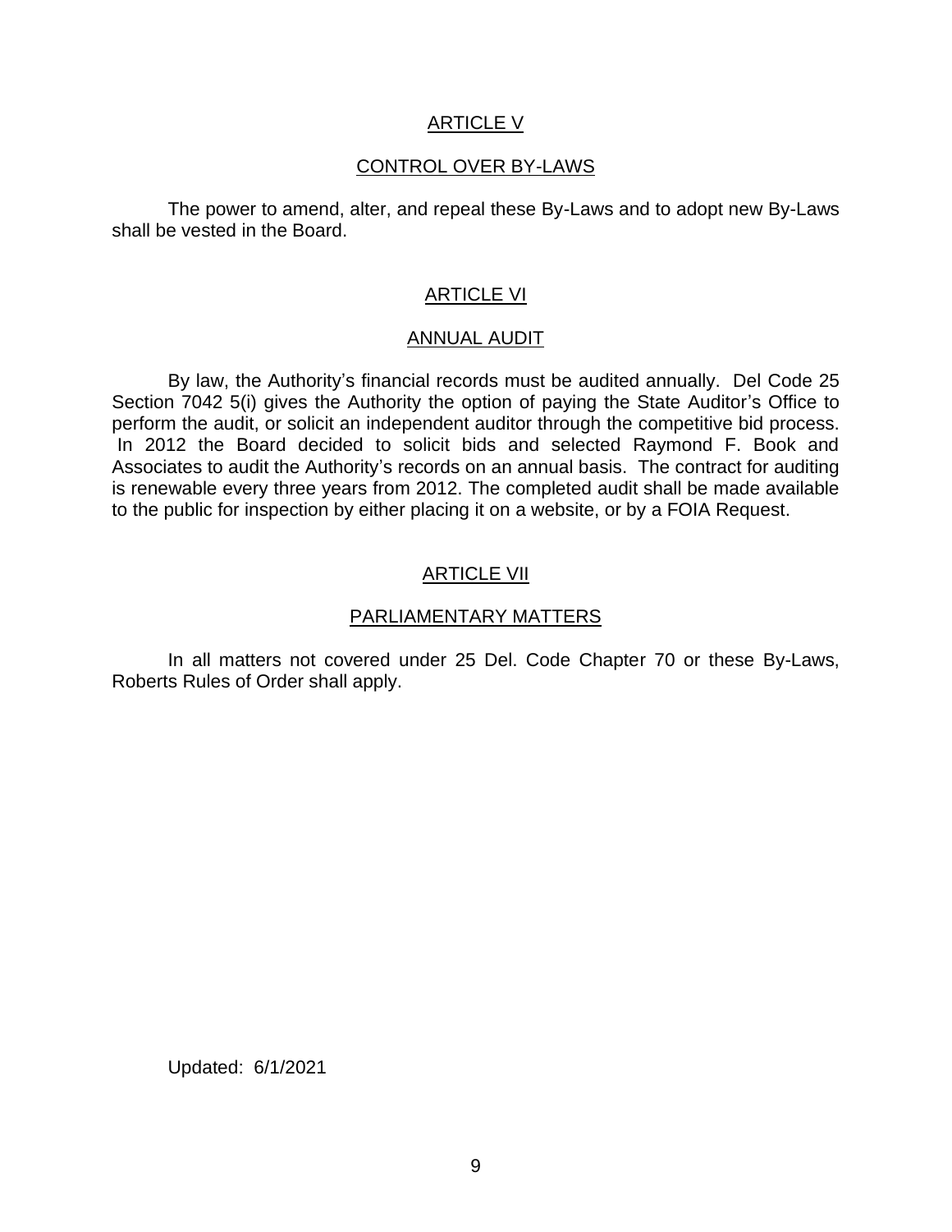## ARTICLE V

### CONTROL OVER BY-LAWS

The power to amend, alter, and repeal these By-Laws and to adopt new By-Laws shall be vested in the Board.

## ARTICLE VI

### ANNUAL AUDIT

By law, the Authority's financial records must be audited annually. Del Code 25 Section 7042 5(i) gives the Authority the option of paying the State Auditor's Office to perform the audit, or solicit an independent auditor through the competitive bid process. In 2012 the Board decided to solicit bids and selected Raymond F. Book and Associates to audit the Authority's records on an annual basis. The contract for auditing is renewable every three years from 2012. The completed audit shall be made available to the public for inspection by either placing it on a website, or by a FOIA Request.

## ARTICLE VII

### PARLIAMENTARY MATTERS

In all matters not covered under 25 Del. Code Chapter 70 or these By-Laws, Roberts Rules of Order shall apply.

Updated: 6/1/2021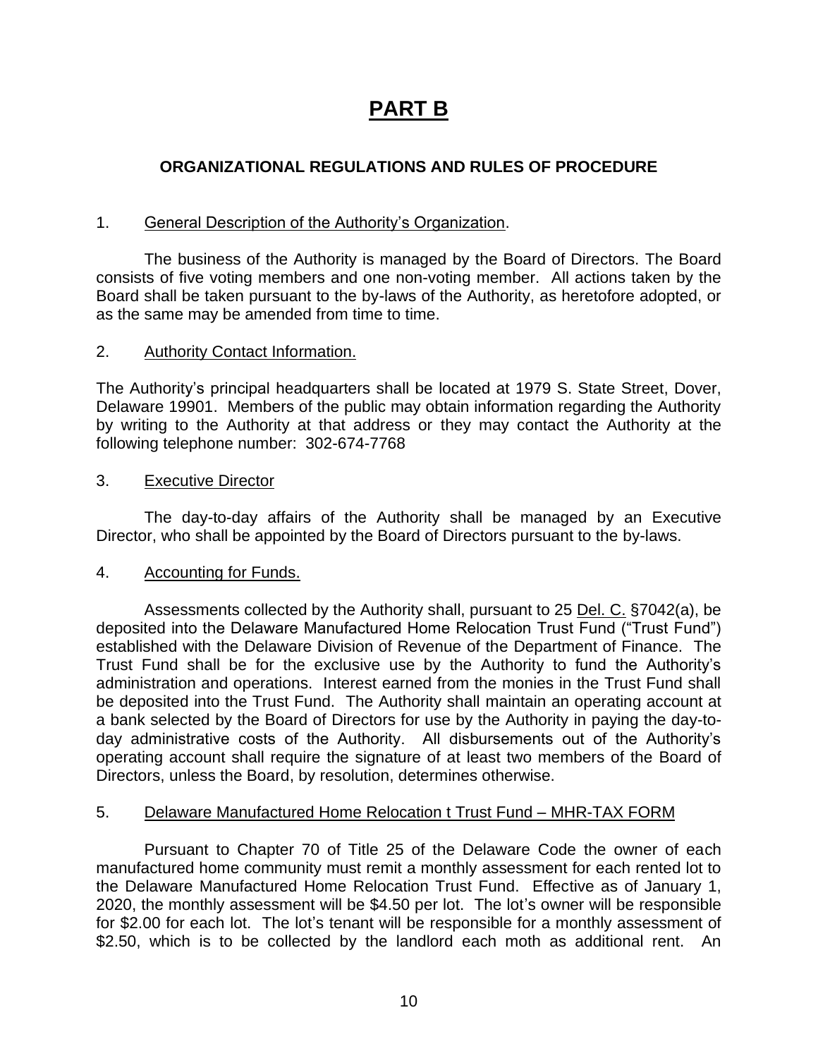# PART B

### ORGANIZATIONAL REGULATIONS AND RULES OF PROCEDURE

1. General Description of the Authority's Organization.

The business of the Authority is managed by the Board of Directors. The Board consists of five voting members and one non-voting member. All actions taken by the Board shall be taken pursuant to the by-laws of the Authority, as heretofore adopted, or as the same may be amended from time to time.

2. Authority Contact Information.

The Authority's principal headquarters shall be located at 1979 S. State Street, Dover, Delaware 19901. Members of the public may obtain information regarding the Authority by writing to the Authority at that address or they may contact the Authority at the following telephone number: 302-674-7768

3. Executive Director

The day-to-day affairs of the Authority shall be managed by an Executive Director, who shall be appointed by the Board of Directors pursuant to the by-laws.

4. Accounting for Funds.

Assessments collected by the Authority shall, pursuant to 25 Del. C. §7042(a), be deposited into the Delaware Manufactured Home Relocation Trust Fund ("Trust Fund") established with the Delaware Division of Revenue of the Department of Finance. The Trust Fund shall be for the exclusive use by the Authority to fund the Authority's administration and operations. Interest earned from the monies in the Trust Fund shall be deposited into the Trust Fund. The Authority shall maintain an operating account at a bank selected by the Board of Directors for use by the Authority in paying the day-to-day administrative costs of the Authority. All disbursements out of the Authority's operating account shall require the signature of at least two members of the Board of Directors, unless the Board, by resolution, determines otherwise.

5. Delaware Manufactured Home Relocation t Trust Fund – MHR-TAX FORM

Pursuant to Chapter 70 of Title 25 of the Delaware Code the owner of each manufactured home community must remit a monthly assessment for each rented lot to the Delaware Manufactured Home Relocation Trust Fund. Effective as of January 1, 2020, the monthly assessment will be $4.50 per lot. The lot's owner will be responsible for $2.00 for each lot. The lot's tenant will be responsible for a monthly assessment of $2.50, which is to be collected by the landlord each moth as additional rent. An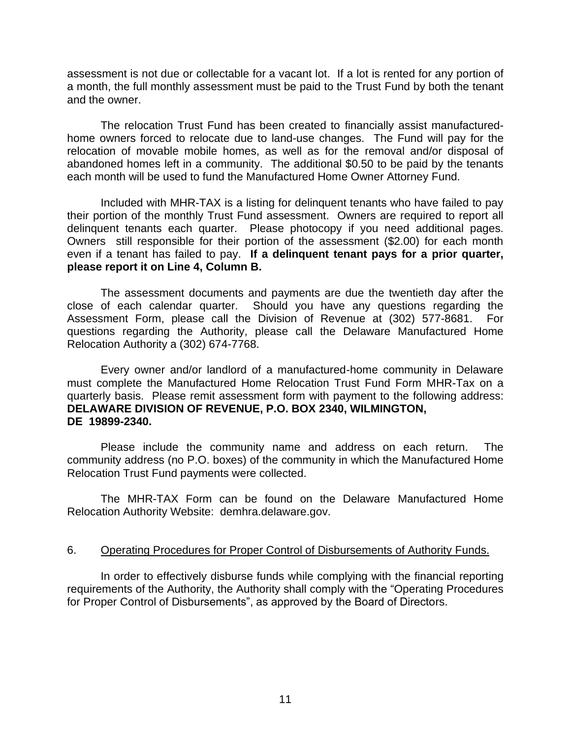assessment is not due or collectable for a vacant lot. If a lot is rented for any portion of a month, the full monthly assessment must be paid to the Trust Fund by both the tenant and the owner.

The relocation Trust Fund has been created to financially assist manufactured-home owners forced to relocate due to land-use changes. The Fund will pay for the relocation of movable mobile homes, as well as for the removal and/or disposal of abandoned homes left in a community. The additional $0.50 to be paid by the tenants each month will be used to fund the Manufactured Home Owner Attorney Fund.

Included with MHR-TAX is a listing for delinquent tenants who have failed to pay their portion of the monthly Trust Fund assessment. Owners are required to report all delinquent tenants each quarter. Please photocopy if you need additional pages. Owners still responsible for their portion of the assessment ($2.00) for each month even if a tenant has failed to pay. **If a delinquent tenant pays for a prior quarter, please report it on Line 4, Column B.**

The assessment documents and payments are due the twentieth day after the close of each calendar quarter. Should you have any questions regarding the Assessment Form, please call the Division of Revenue at (302) 577-8681. For questions regarding the Authority, please call the Delaware Manufactured Home Relocation Authority a (302) 674-7768.

Every owner and/or landlord of a manufactured-home community in Delaware must complete the Manufactured Home Relocation Trust Fund Form MHR-Tax on a quarterly basis. Please remit assessment form with payment to the following address: **DELAWARE DIVISION OF REVENUE, P.O. BOX 2340, WILMINGTON, DE 19899-2340.**

Please include the community name and address on each return. The community address (no P.O. boxes) of the community in which the Manufactured Home Relocation Trust Fund payments were collected.

The MHR-TAX Form can be found on the Delaware Manufactured Home Relocation Authority Website: demhra.delaware.gov.

6. Operating Procedures for Proper Control of Disbursements of Authority Funds.

In order to effectively disburse funds while complying with the financial reporting requirements of the Authority, the Authority shall comply with the "Operating Procedures for Proper Control of Disbursements", as approved by the Board of Directors.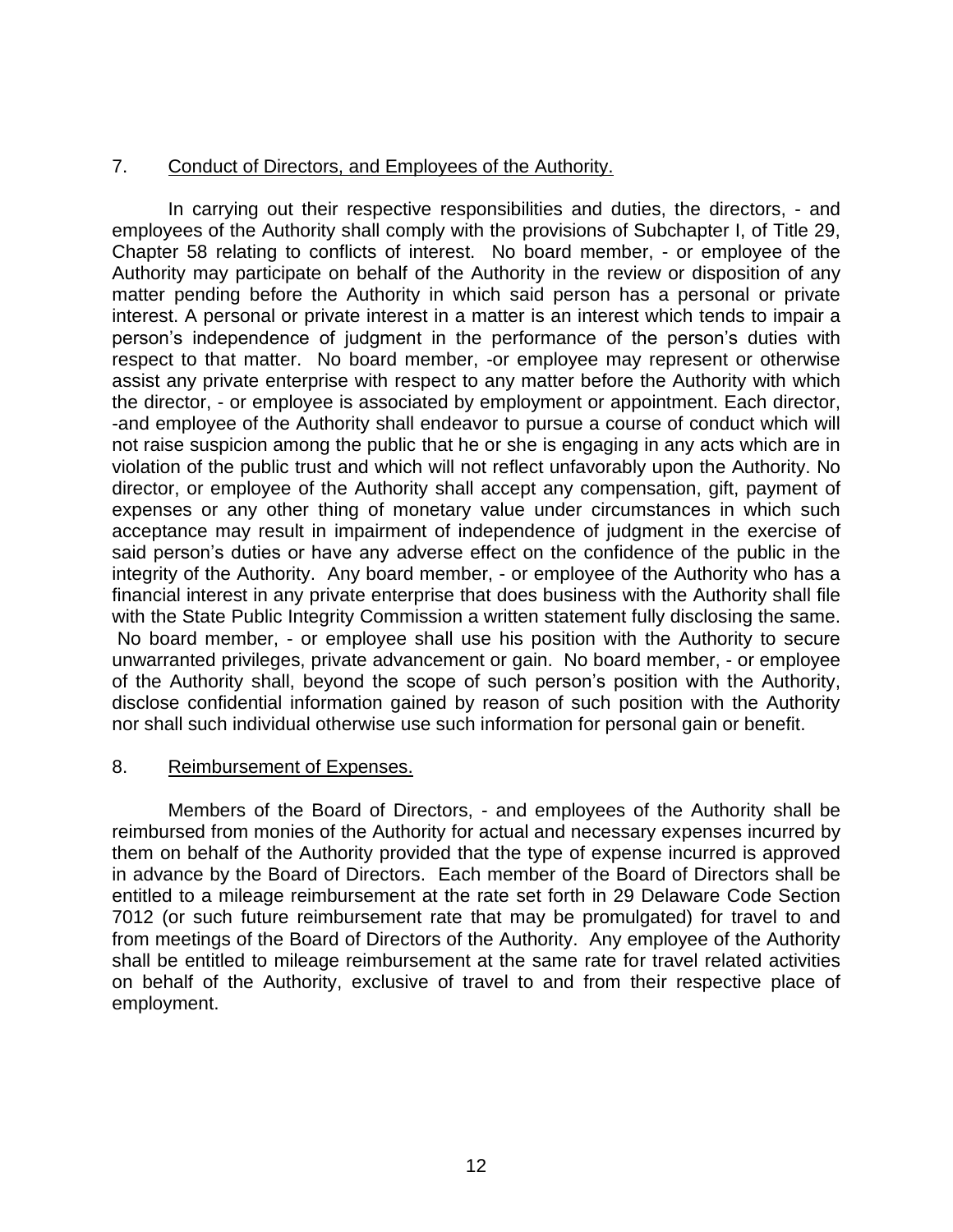7. <u>Conduct of Directors, and Employees of the Authority.</u>

In carrying out their respective responsibilities and duties, the directors, - and employees of the Authority shall comply with the provisions of Subchapter I, of Title 29, Chapter 58 relating to conflicts of interest. No board member, - or employee of the Authority may participate on behalf of the Authority in the review or disposition of any matter pending before the Authority in which said person has a personal or private interest. A personal or private interest in a matter is an interest which tends to impair a person's independence of judgment in the performance of the person's duties with respect to that matter. No board member, -or employee may represent or otherwise assist any private enterprise with respect to any matter before the Authority with which the director, - or employee is associated by employment or appointment. Each director, -and employee of the Authority shall endeavor to pursue a course of conduct which will not raise suspicion among the public that he or she is engaging in any acts which are in violation of the public trust and which will not reflect unfavorably upon the Authority. No director, or employee of the Authority shall accept any compensation, gift, payment of expenses or any other thing of monetary value under circumstances in which such acceptance may result in impairment of independence of judgment in the exercise of said person's duties or have any adverse effect on the confidence of the public in the integrity of the Authority. Any board member, - or employee of the Authority who has a financial interest in any private enterprise that does business with the Authority shall file with the State Public Integrity Commission a written statement fully disclosing the same. No board member, - or employee shall use his position with the Authority to secure unwarranted privileges, private advancement or gain. No board member, - or employee of the Authority shall, beyond the scope of such person's position with the Authority, disclose confidential information gained by reason of such position with the Authority nor shall such individual otherwise use such information for personal gain or benefit.

8. <u>Reimbursement of Expenses.</u>

Members of the Board of Directors, - and employees of the Authority shall be reimbursed from monies of the Authority for actual and necessary expenses incurred by them on behalf of the Authority provided that the type of expense incurred is approved in advance by the Board of Directors. Each member of the Board of Directors shall be entitled to a mileage reimbursement at the rate set forth in 29 Delaware Code Section 7012 (or such future reimbursement rate that may be promulgated) for travel to and from meetings of the Board of Directors of the Authority. Any employee of the Authority shall be entitled to mileage reimbursement at the same rate for travel related activities on behalf of the Authority, exclusive of travel to and from their respective place of employment.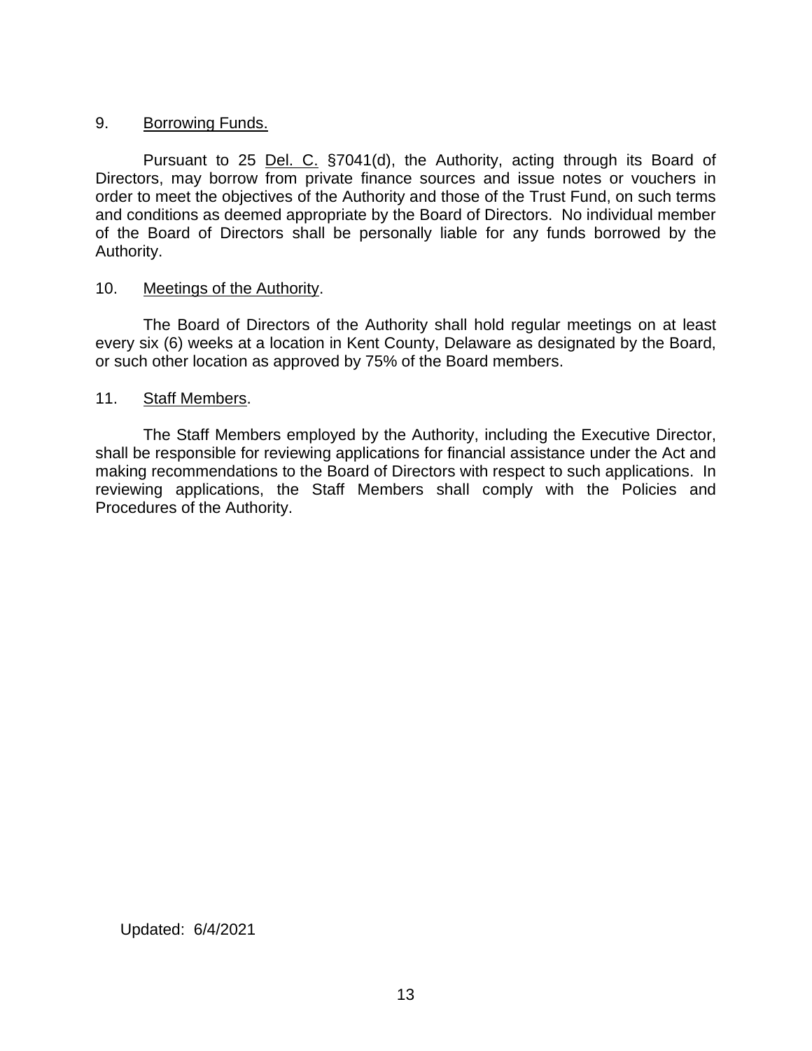9. Borrowing Funds.

Pursuant to 25 Del. C. §7041(d), the Authority, acting through its Board of Directors, may borrow from private finance sources and issue notes or vouchers in order to meet the objectives of the Authority and those of the Trust Fund, on such terms and conditions as deemed appropriate by the Board of Directors. No individual member of the Board of Directors shall be personally liable for any funds borrowed by the Authority.

10. Meetings of the Authority.

The Board of Directors of the Authority shall hold regular meetings on at least every six (6) weeks at a location in Kent County, Delaware as designated by the Board, or such other location as approved by 75% of the Board members.

11. Staff Members.

The Staff Members employed by the Authority, including the Executive Director, shall be responsible for reviewing applications for financial assistance under the Act and making recommendations to the Board of Directors with respect to such applications. In reviewing applications, the Staff Members shall comply with the Policies and Procedures of the Authority.

Updated: 6/4/2021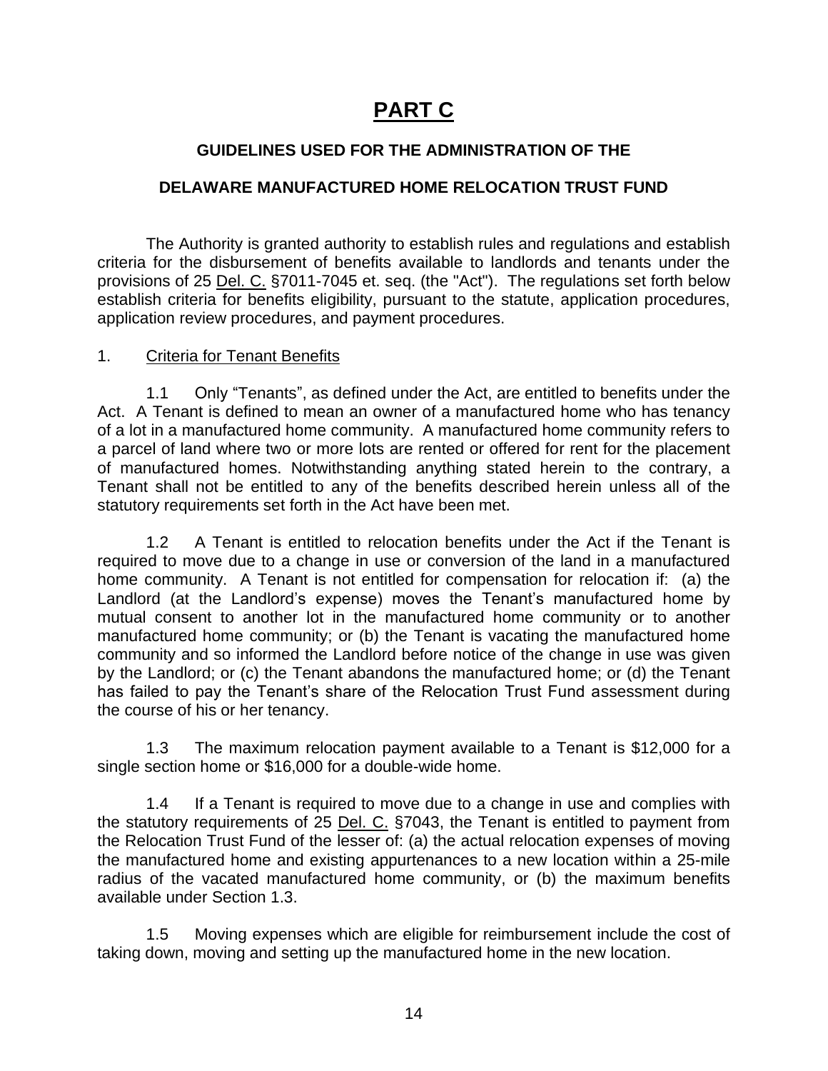# PART C

## GUIDELINES USED FOR THE ADMINISTRATION OF THE

## DELAWARE MANUFACTURED HOME RELOCATION TRUST FUND

The Authority is granted authority to establish rules and regulations and establish criteria for the disbursement of benefits available to landlords and tenants under the provisions of 25 Del. C. §7011-7045 et. seq. (the "Act"). The regulations set forth below establish criteria for benefits eligibility, pursuant to the statute, application procedures, application review procedures, and payment procedures.

1. Criteria for Tenant Benefits

1.1 Only "Tenants", as defined under the Act, are entitled to benefits under the Act. A Tenant is defined to mean an owner of a manufactured home who has tenancy of a lot in a manufactured home community. A manufactured home community refers to a parcel of land where two or more lots are rented or offered for rent for the placement of manufactured homes. Notwithstanding anything stated herein to the contrary, a Tenant shall not be entitled to any of the benefits described herein unless all of the statutory requirements set forth in the Act have been met.

1.2 A Tenant is entitled to relocation benefits under the Act if the Tenant is required to move due to a change in use or conversion of the land in a manufactured home community. A Tenant is not entitled for compensation for relocation if: (a) the Landlord (at the Landlord's expense) moves the Tenant's manufactured home by mutual consent to another lot in the manufactured home community or to another manufactured home community; or (b) the Tenant is vacating the manufactured home community and so informed the Landlord before notice of the change in use was given by the Landlord; or (c) the Tenant abandons the manufactured home; or (d) the Tenant has failed to pay the Tenant's share of the Relocation Trust Fund assessment during the course of his or her tenancy.

1.3 The maximum relocation payment available to a Tenant is $12,000 for a single section home or $16,000 for a double-wide home.

1.4 If a Tenant is required to move due to a change in use and complies with the statutory requirements of 25 Del. C. §7043, the Tenant is entitled to payment from the Relocation Trust Fund of the lesser of: (a) the actual relocation expenses of moving the manufactured home and existing appurtenances to a new location within a 25-mile radius of the vacated manufactured home community, or (b) the maximum benefits available under Section 1.3.

1.5 Moving expenses which are eligible for reimbursement include the cost of taking down, moving and setting up the manufactured home in the new location.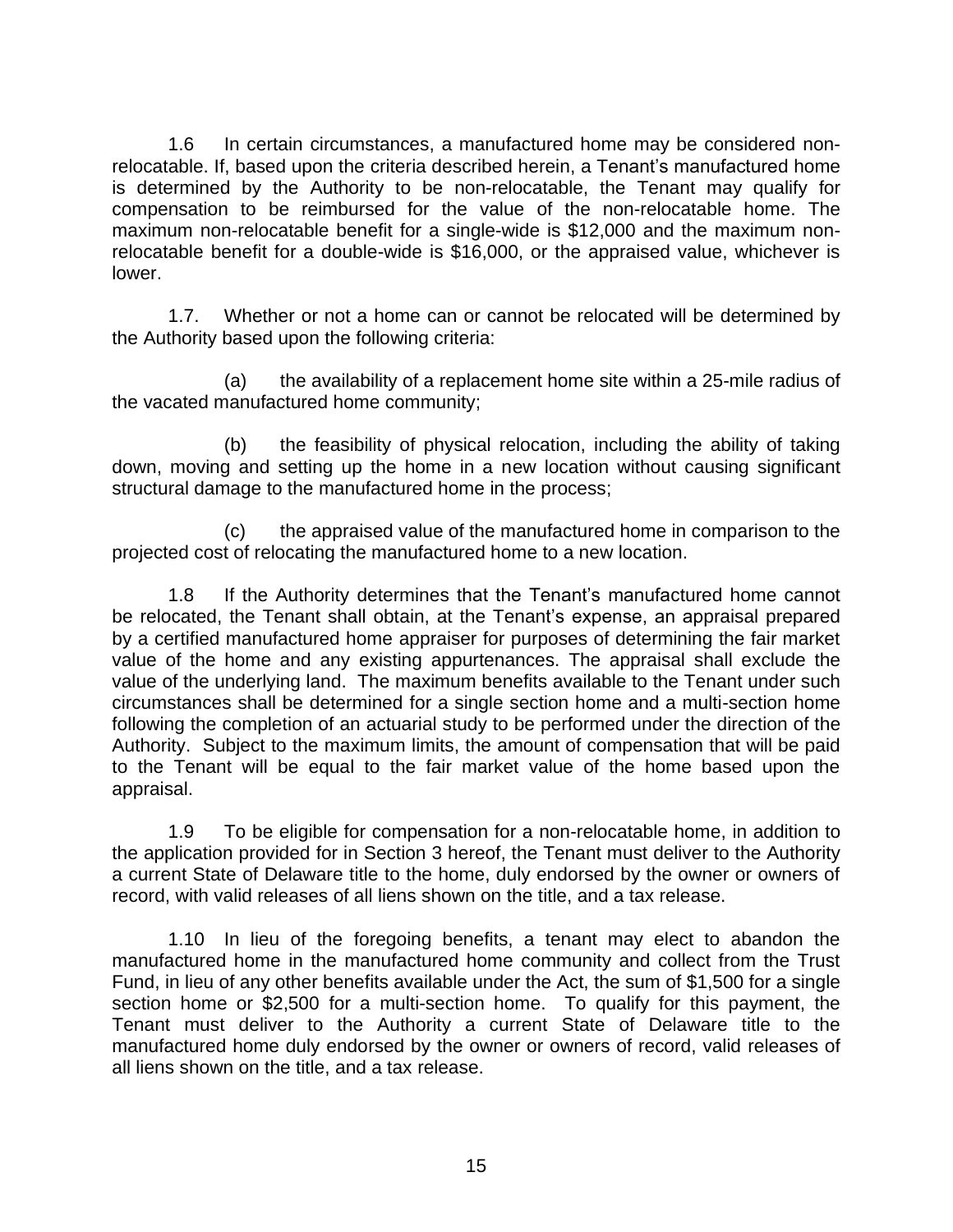1.6 In certain circumstances, a manufactured home may be considered non-relocatable. If, based upon the criteria described herein, a Tenant's manufactured home is determined by the Authority to be non-relocatable, the Tenant may qualify for compensation to be reimbursed for the value of the non-relocatable home. The maximum non-relocatable benefit for a single-wide is $12,000 and the maximum non-relocatable benefit for a double-wide is $16,000, or the appraised value, whichever is lower.

1.7. Whether or not a home can or cannot be relocated will be determined by the Authority based upon the following criteria:

(a) the availability of a replacement home site within a 25-mile radius of the vacated manufactured home community;

(b) the feasibility of physical relocation, including the ability of taking down, moving and setting up the home in a new location without causing significant structural damage to the manufactured home in the process;

(c) the appraised value of the manufactured home in comparison to the projected cost of relocating the manufactured home to a new location.

1.8 If the Authority determines that the Tenant's manufactured home cannot be relocated, the Tenant shall obtain, at the Tenant's expense, an appraisal prepared by a certified manufactured home appraiser for purposes of determining the fair market value of the home and any existing appurtenances. The appraisal shall exclude the value of the underlying land. The maximum benefits available to the Tenant under such circumstances shall be determined for a single section home and a multi-section home following the completion of an actuarial study to be performed under the direction of the Authority. Subject to the maximum limits, the amount of compensation that will be paid to the Tenant will be equal to the fair market value of the home based upon the appraisal.

1.9 To be eligible for compensation for a non-relocatable home, in addition to the application provided for in Section 3 hereof, the Tenant must deliver to the Authority a current State of Delaware title to the home, duly endorsed by the owner or owners of record, with valid releases of all liens shown on the title, and a tax release.

1.10 In lieu of the foregoing benefits, a tenant may elect to abandon the manufactured home in the manufactured home community and collect from the Trust Fund, in lieu of any other benefits available under the Act, the sum of $1,500 for a single section home or $2,500 for a multi-section home. To qualify for this payment, the Tenant must deliver to the Authority a current State of Delaware title to the manufactured home duly endorsed by the owner or owners of record, valid releases of all liens shown on the title, and a tax release.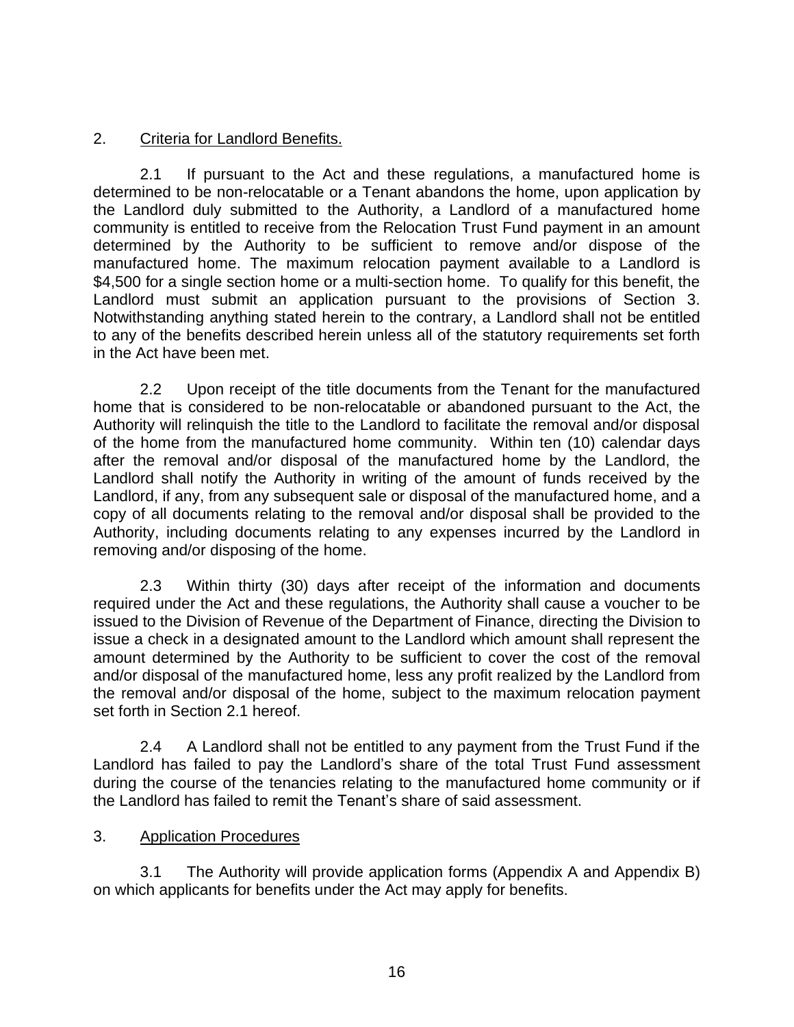## 2. Criteria for Landlord Benefits.

2.1 If pursuant to the Act and these regulations, a manufactured home is determined to be non-relocatable or a Tenant abandons the home, upon application by the Landlord duly submitted to the Authority, a Landlord of a manufactured home community is entitled to receive from the Relocation Trust Fund payment in an amount determined by the Authority to be sufficient to remove and/or dispose of the manufactured home. The maximum relocation payment available to a Landlord is $4,500 for a single section home or a multi-section home. To qualify for this benefit, the Landlord must submit an application pursuant to the provisions of Section 3. Notwithstanding anything stated herein to the contrary, a Landlord shall not be entitled to any of the benefits described herein unless all of the statutory requirements set forth in the Act have been met.

2.2 Upon receipt of the title documents from the Tenant for the manufactured home that is considered to be non-relocatable or abandoned pursuant to the Act, the Authority will relinquish the title to the Landlord to facilitate the removal and/or disposal of the home from the manufactured home community. Within ten (10) calendar days after the removal and/or disposal of the manufactured home by the Landlord, the Landlord shall notify the Authority in writing of the amount of funds received by the Landlord, if any, from any subsequent sale or disposal of the manufactured home, and a copy of all documents relating to the removal and/or disposal shall be provided to the Authority, including documents relating to any expenses incurred by the Landlord in removing and/or disposing of the home.

2.3 Within thirty (30) days after receipt of the information and documents required under the Act and these regulations, the Authority shall cause a voucher to be issued to the Division of Revenue of the Department of Finance, directing the Division to issue a check in a designated amount to the Landlord which amount shall represent the amount determined by the Authority to be sufficient to cover the cost of the removal and/or disposal of the manufactured home, less any profit realized by the Landlord from the removal and/or disposal of the home, subject to the maximum relocation payment set forth in Section 2.1 hereof.

2.4 A Landlord shall not be entitled to any payment from the Trust Fund if the Landlord has failed to pay the Landlord's share of the total Trust Fund assessment during the course of the tenancies relating to the manufactured home community or if the Landlord has failed to remit the Tenant's share of said assessment.

## 3. Application Procedures

3.1 The Authority will provide application forms (Appendix A and Appendix B) on which applicants for benefits under the Act may apply for benefits.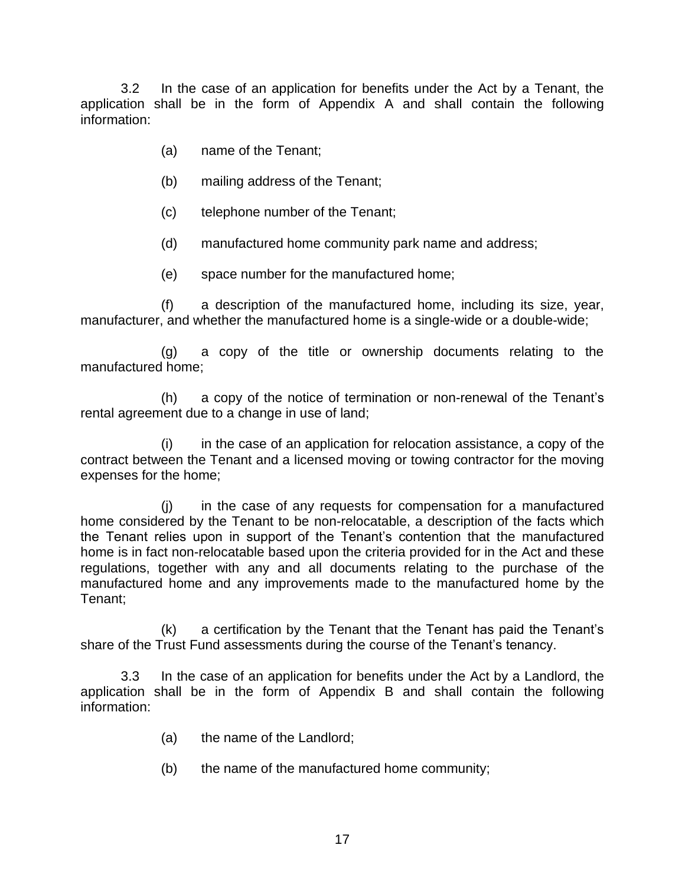3.2 In the case of an application for benefits under the Act by a Tenant, the application shall be in the form of Appendix A and shall contain the following information:

(a) name of the Tenant;

(b) mailing address of the Tenant;

(c) telephone number of the Tenant;

(d) manufactured home community park name and address;

(e) space number for the manufactured home;

(f) a description of the manufactured home, including its size, year, manufacturer, and whether the manufactured home is a single-wide or a double-wide;

(g) a copy of the title or ownership documents relating to the manufactured home;

(h) a copy of the notice of termination or non-renewal of the Tenant's rental agreement due to a change in use of land;

(i) in the case of an application for relocation assistance, a copy of the contract between the Tenant and a licensed moving or towing contractor for the moving expenses for the home;

(j) in the case of any requests for compensation for a manufactured home considered by the Tenant to be non-relocatable, a description of the facts which the Tenant relies upon in support of the Tenant's contention that the manufactured home is in fact non-relocatable based upon the criteria provided for in the Act and these regulations, together with any and all documents relating to the purchase of the manufactured home and any improvements made to the manufactured home by the Tenant;

(k) a certification by the Tenant that the Tenant has paid the Tenant's share of the Trust Fund assessments during the course of the Tenant's tenancy.

3.3 In the case of an application for benefits under the Act by a Landlord, the application shall be in the form of Appendix B and shall contain the following information:

(a) the name of the Landlord;

(b) the name of the manufactured home community;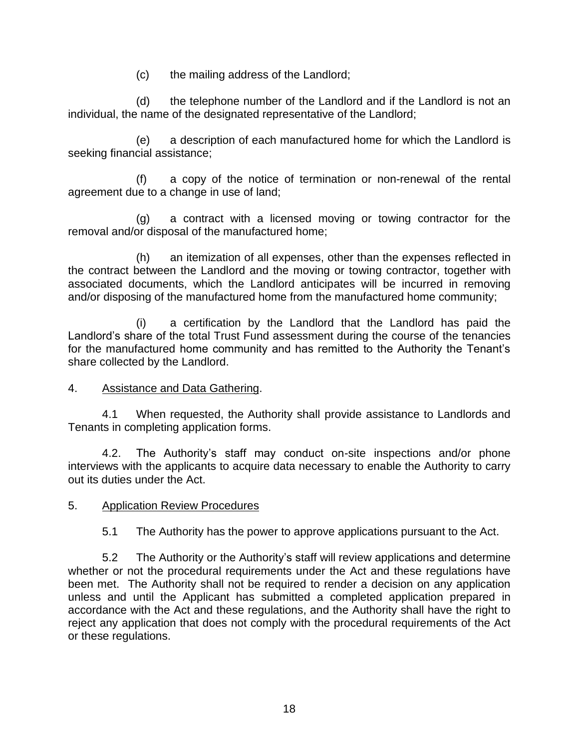(c) the mailing address of the Landlord;

(d) the telephone number of the Landlord and if the Landlord is not an individual, the name of the designated representative of the Landlord;

(e) a description of each manufactured home for which the Landlord is seeking financial assistance;

(f) a copy of the notice of termination or non-renewal of the rental agreement due to a change in use of land;

(g) a contract with a licensed moving or towing contractor for the removal and/or disposal of the manufactured home;

(h) an itemization of all expenses, other than the expenses reflected in the contract between the Landlord and the moving or towing contractor, together with associated documents, which the Landlord anticipates will be incurred in removing and/or disposing of the manufactured home from the manufactured home community;

(i) a certification by the Landlord that the Landlord has paid the Landlord's share of the total Trust Fund assessment during the course of the tenancies for the manufactured home community and has remitted to the Authority the Tenant's share collected by the Landlord.

4. <u>Assistance and Data Gathering</u>.

4.1 When requested, the Authority shall provide assistance to Landlords and Tenants in completing application forms.

4.2. The Authority's staff may conduct on-site inspections and/or phone interviews with the applicants to acquire data necessary to enable the Authority to carry out its duties under the Act.

5. <u>Application Review Procedures</u>

5.1 The Authority has the power to approve applications pursuant to the Act.

5.2 The Authority or the Authority's staff will review applications and determine whether or not the procedural requirements under the Act and these regulations have been met. The Authority shall not be required to render a decision on any application unless and until the Applicant has submitted a completed application prepared in accordance with the Act and these regulations, and the Authority shall have the right to reject any application that does not comply with the procedural requirements of the Act or these regulations.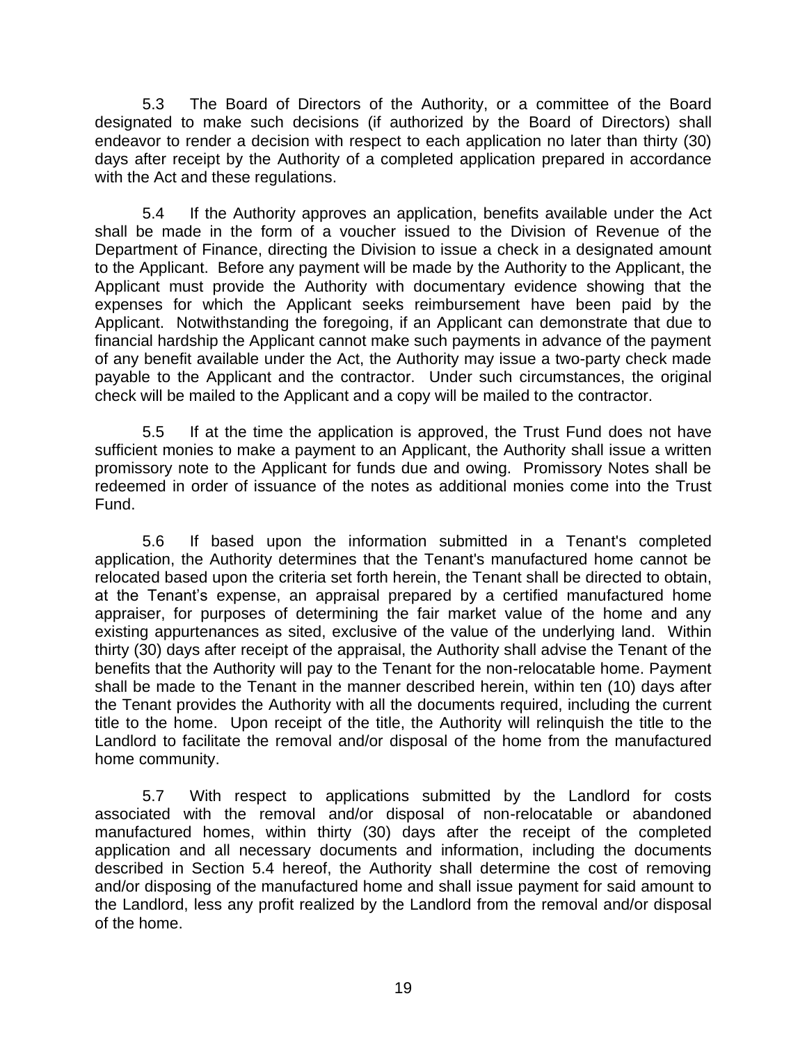5.3 The Board of Directors of the Authority, or a committee of the Board designated to make such decisions (if authorized by the Board of Directors) shall endeavor to render a decision with respect to each application no later than thirty (30) days after receipt by the Authority of a completed application prepared in accordance with the Act and these regulations.

5.4 If the Authority approves an application, benefits available under the Act shall be made in the form of a voucher issued to the Division of Revenue of the Department of Finance, directing the Division to issue a check in a designated amount to the Applicant. Before any payment will be made by the Authority to the Applicant, the Applicant must provide the Authority with documentary evidence showing that the expenses for which the Applicant seeks reimbursement have been paid by the Applicant. Notwithstanding the foregoing, if an Applicant can demonstrate that due to financial hardship the Applicant cannot make such payments in advance of the payment of any benefit available under the Act, the Authority may issue a two-party check made payable to the Applicant and the contractor. Under such circumstances, the original check will be mailed to the Applicant and a copy will be mailed to the contractor.

5.5 If at the time the application is approved, the Trust Fund does not have sufficient monies to make a payment to an Applicant, the Authority shall issue a written promissory note to the Applicant for funds due and owing. Promissory Notes shall be redeemed in order of issuance of the notes as additional monies come into the Trust Fund.

5.6 If based upon the information submitted in a Tenant's completed application, the Authority determines that the Tenant's manufactured home cannot be relocated based upon the criteria set forth herein, the Tenant shall be directed to obtain, at the Tenant's expense, an appraisal prepared by a certified manufactured home appraiser, for purposes of determining the fair market value of the home and any existing appurtenances as sited, exclusive of the value of the underlying land. Within thirty (30) days after receipt of the appraisal, the Authority shall advise the Tenant of the benefits that the Authority will pay to the Tenant for the non-relocatable home. Payment shall be made to the Tenant in the manner described herein, within ten (10) days after the Tenant provides the Authority with all the documents required, including the current title to the home. Upon receipt of the title, the Authority will relinquish the title to the Landlord to facilitate the removal and/or disposal of the home from the manufactured home community.

5.7 With respect to applications submitted by the Landlord for costs associated with the removal and/or disposal of non-relocatable or abandoned manufactured homes, within thirty (30) days after the receipt of the completed application and all necessary documents and information, including the documents described in Section 5.4 hereof, the Authority shall determine the cost of removing and/or disposing of the manufactured home and shall issue payment for said amount to the Landlord, less any profit realized by the Landlord from the removal and/or disposal of the home.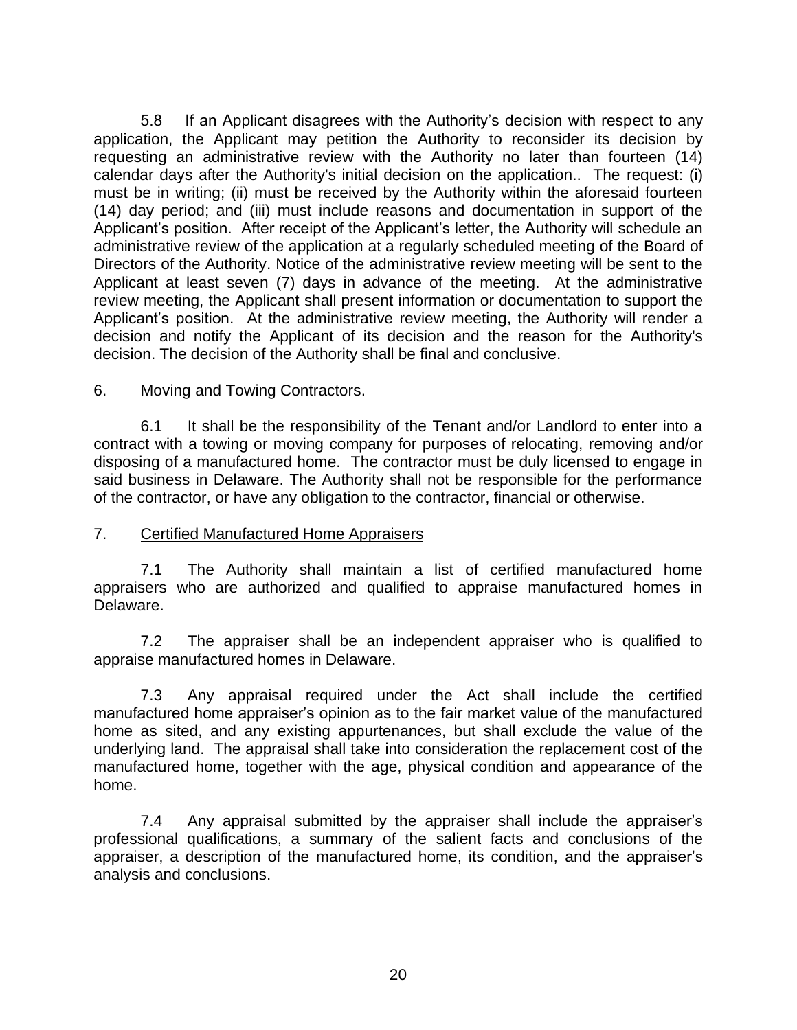5.8 If an Applicant disagrees with the Authority's decision with respect to any application, the Applicant may petition the Authority to reconsider its decision by requesting an administrative review with the Authority no later than fourteen (14) calendar days after the Authority's initial decision on the application.. The request: (i) must be in writing; (ii) must be received by the Authority within the aforesaid fourteen (14) day period; and (iii) must include reasons and documentation in support of the Applicant's position. After receipt of the Applicant's letter, the Authority will schedule an administrative review of the application at a regularly scheduled meeting of the Board of Directors of the Authority. Notice of the administrative review meeting will be sent to the Applicant at least seven (7) days in advance of the meeting. At the administrative review meeting, the Applicant shall present information or documentation to support the Applicant's position. At the administrative review meeting, the Authority will render a decision and notify the Applicant of its decision and the reason for the Authority's decision. The decision of the Authority shall be final and conclusive.

6. Moving and Towing Contractors.

6.1 It shall be the responsibility of the Tenant and/or Landlord to enter into a contract with a towing or moving company for purposes of relocating, removing and/or disposing of a manufactured home. The contractor must be duly licensed to engage in said business in Delaware. The Authority shall not be responsible for the performance of the contractor, or have any obligation to the contractor, financial or otherwise.

7. Certified Manufactured Home Appraisers

7.1 The Authority shall maintain a list of certified manufactured home appraisers who are authorized and qualified to appraise manufactured homes in Delaware.

7.2 The appraiser shall be an independent appraiser who is qualified to appraise manufactured homes in Delaware.

7.3 Any appraisal required under the Act shall include the certified manufactured home appraiser's opinion as to the fair market value of the manufactured home as sited, and any existing appurtenances, but shall exclude the value of the underlying land. The appraisal shall take into consideration the replacement cost of the manufactured home, together with the age, physical condition and appearance of the home.

7.4 Any appraisal submitted by the appraiser shall include the appraiser's professional qualifications, a summary of the salient facts and conclusions of the appraiser, a description of the manufactured home, its condition, and the appraiser's analysis and conclusions.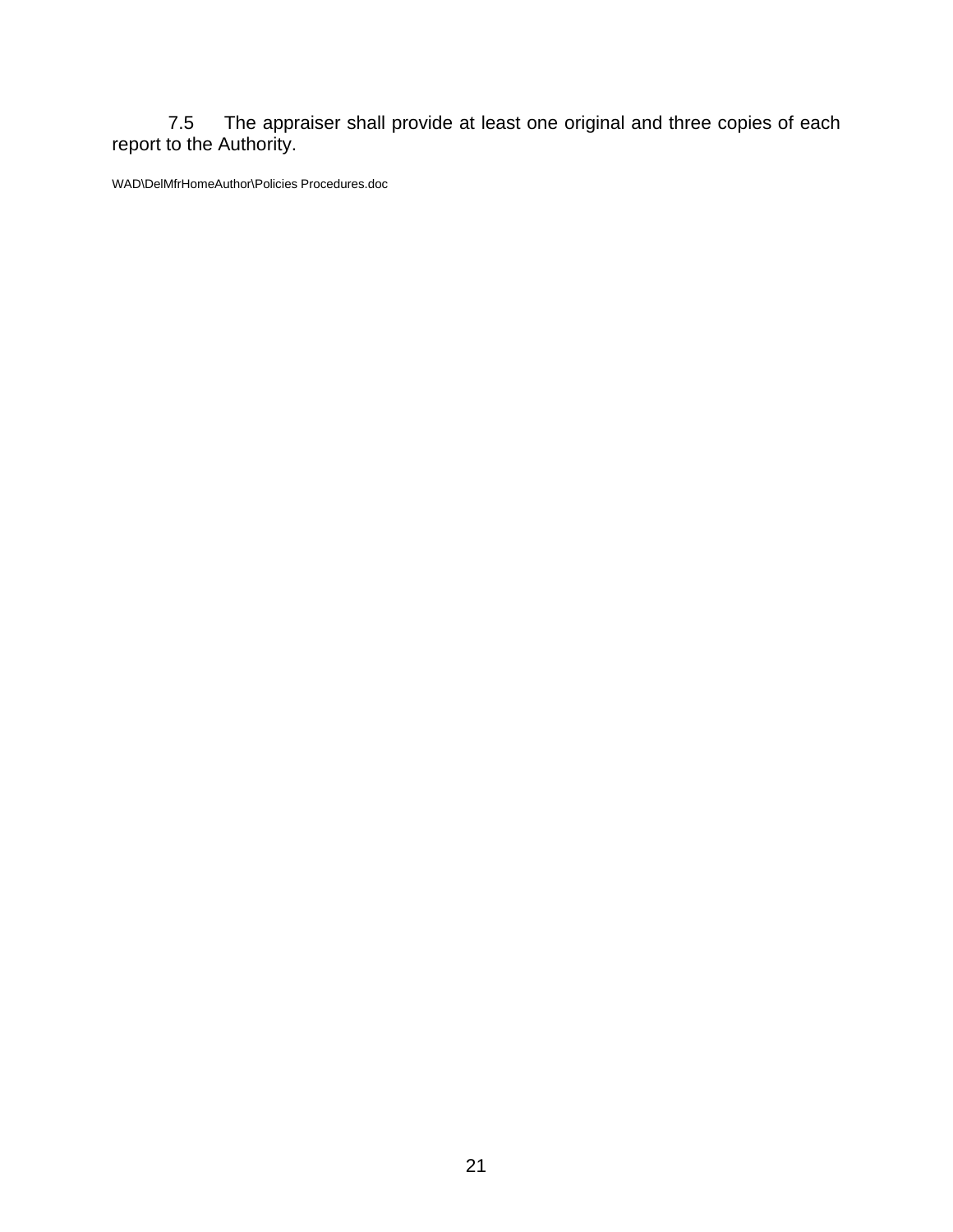7.5 The appraiser shall provide at least one original and three copies of each report to the Authority.

WAD\DelMfrHomeAuthor\Policies Procedures.doc